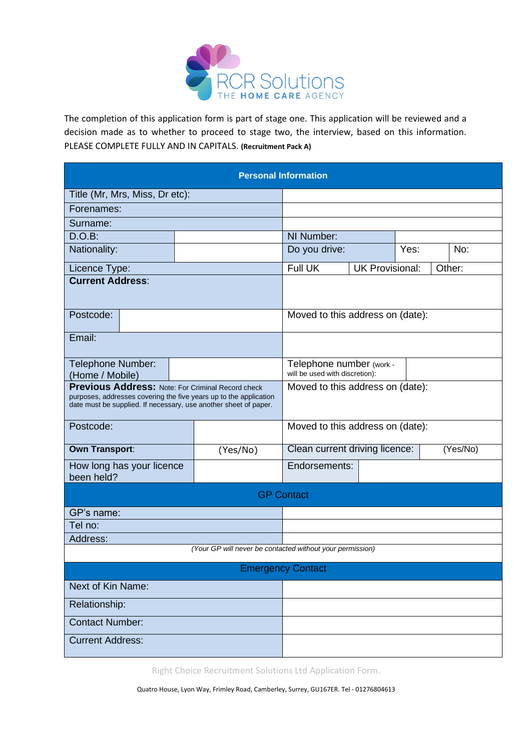RCR Solutions
THE HOME CARE AGENCY

The completion of this application form is part of stage one. This application will be reviewed and a decision made as to whether to proceed to stage two, the interview, based on this information. PLEASE COMPLETE FULLY AND IN CAPITALS. **(Recruitment Pack A)**

| Personal Information | | | | | |
|---|---|---|---|---|---|
| Title (Mr, Mrs, Miss, Dr etc): | | | | | |
| Forenames: | | | | | |
| Surname: | | | | | |
| D.O.B: | | NI Number: | | | |
| Nationality: | | Do you drive: | | Yes: | No: |
| Licence Type: | | Full UK | UK Provisional: | Other: | |
| **Current Address**: | | | | | |
| Postcode: | | Moved to this address on (date): | | | |
| Email: | | | | | |
| Telephone Number: (Home / Mobile) | | Telephone number (work - will be used with discretion): | | | |
| **Previous Address:** Note: For Criminal Record check purposes, addresses covering the five years up to the application date must be supplied. If necessary, use another sheet of paper. | | Moved to this address on (date): | | | |
| Postcode: | | Moved to this address on (date): | | | |
| **Own Transport**: | (Yes/No) | Clean current driving licence: | | (Yes/No) | |
| How long has your licence been held? | | Endorsements: | | | |

| GP Contact | |
|---|---|
| GP's name: | |
| Tel no: | |
| Address: | |

*(Your GP will never be contacted without your permission)*

| Emergency Contact | |
|---|---|
| Next of Kin Name: | |
| Relationship: | |
| Contact Number: | |
| Current Address: | |

Right Choice Recruitment Solutions Ltd Application Form.

Quatro House, Lyon Way, Frimley Road, Camberley, Surrey, GU167ER. Tel - 01276804613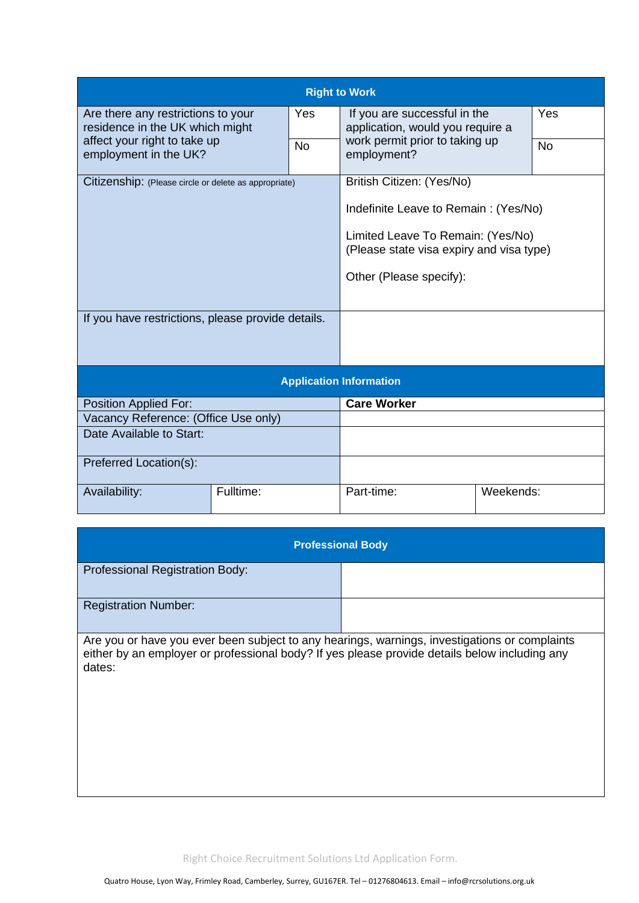## Right to Work

| | | | |
|---|---|---|---|
| Are there any restrictions to your residence in the UK which might affect your right to take up employment in the UK? | Yes<br>No | If you are successful in the application, would you require a work permit prior to taking up employment? | Yes<br>No |
| Citizenship: (Please circle or delete as appropriate) | | British Citizen: (Yes/No)<br><br>Indefinite Leave to Remain : (Yes/No)<br><br>Limited Leave To Remain: (Yes/No)<br>(Please state visa expiry and visa type)<br><br>Other (Please specify): | |
| If you have restrictions, please provide details. | | | |

## Application Information

| | | | |
|---|---|---|---|
| Position Applied For: | | **Care Worker** | |
| Vacancy Reference: (Office Use only) | | | |
| Date Available to Start: | | | |
| Preferred Location(s): | | | |
| Availability: | Fulltime: | Part-time: | Weekends: |

## Professional Body

| | |
|---|---|
| Professional Registration Body: | |
| Registration Number: | |

Are you or have you ever been subject to any hearings, warnings, investigations or complaints either by an employer or professional body? If yes please provide details below including any dates:

Right Choice Recruitment Solutions Ltd Application Form.

Quatro House, Lyon Way, Frimley Road, Camberley, Surrey, GU167ER. Tel – 01276804613. Email – info@rcrsolutions.org.uk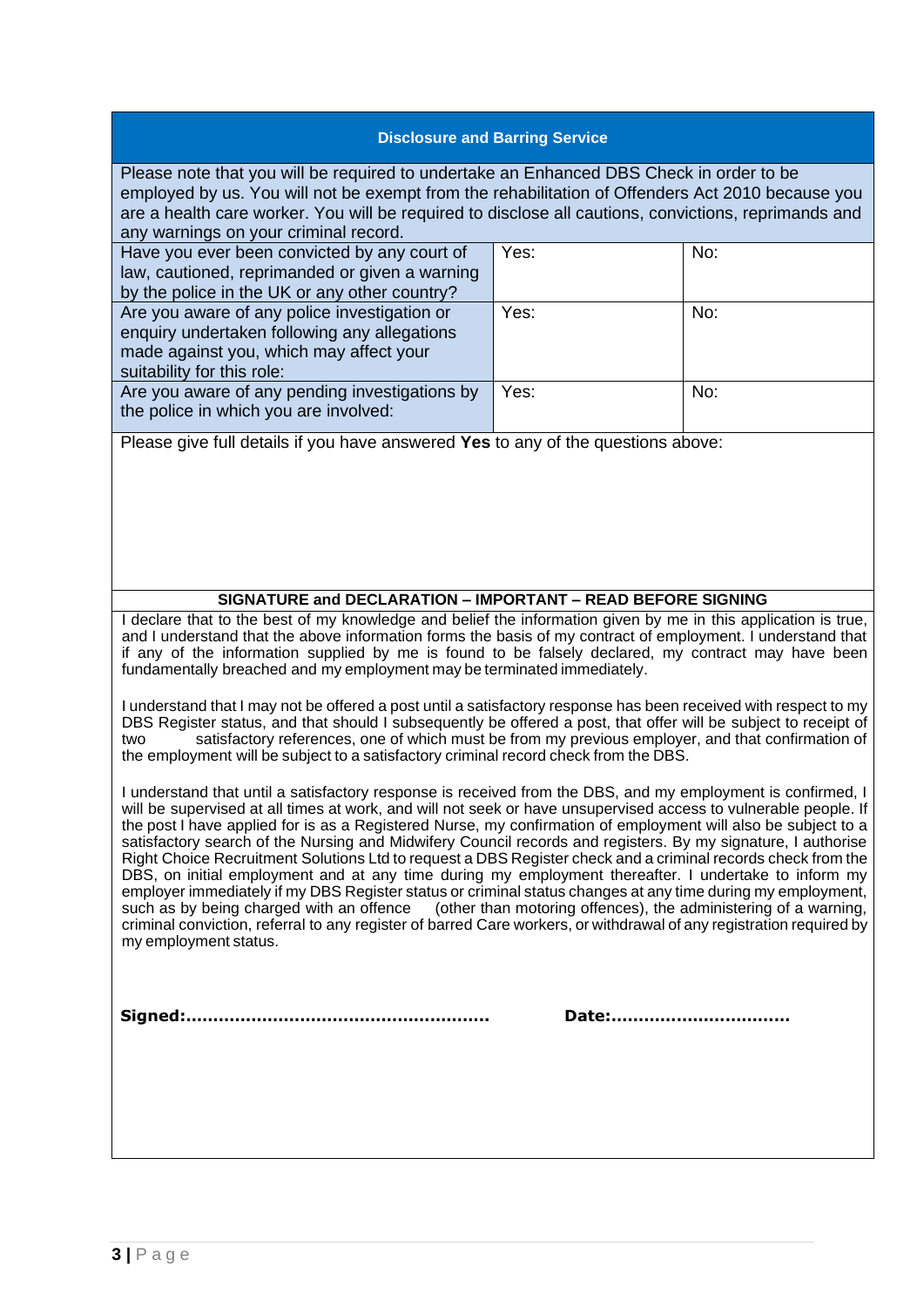## Disclosure and Barring Service

Please note that you will be required to undertake an Enhanced DBS Check in order to be employed by us. You will not be exempt from the rehabilitation of Offenders Act 2010 because you are a health care worker. You will be required to disclose all cautions, convictions, reprimands and any warnings on your criminal record.

| | | |
|---|---|---|
| Have you ever been convicted by any court of law, cautioned, reprimanded or given a warning by the police in the UK or any other country? | Yes: | No: |
| Are you aware of any police investigation or enquiry undertaken following any allegations made against you, which may affect your suitability for this role: | Yes: | No: |
| Are you aware of any pending investigations by the police in which you are involved: | Yes: | No: |

Please give full details if you have answered **Yes** to any of the questions above:

## SIGNATURE and DECLARATION – IMPORTANT – READ BEFORE SIGNING

I declare that to the best of my knowledge and belief the information given by me in this application is true, and I understand that the above information forms the basis of my contract of employment. I understand that if any of the information supplied by me is found to be falsely declared, my contract may have been fundamentally breached and my employment may be terminated immediately.

I understand that I may not be offered a post until a satisfactory response has been received with respect to my DBS Register status, and that should I subsequently be offered a post, that offer will be subject to receipt of two satisfactory references, one of which must be from my previous employer, and that confirmation of the employment will be subject to a satisfactory criminal record check from the DBS.

I understand that until a satisfactory response is received from the DBS, and my employment is confirmed, I will be supervised at all times at work, and will not seek or have unsupervised access to vulnerable people. If the post I have applied for is as a Registered Nurse, my confirmation of employment will also be subject to a satisfactory search of the Nursing and Midwifery Council records and registers. By my signature, I authorise Right Choice Recruitment Solutions Ltd to request a DBS Register check and a criminal records check from the DBS, on initial employment and at any time during my employment thereafter. I undertake to inform my employer immediately if my DBS Register status or criminal status changes at any time during my employment, such as by being charged with an offence (other than motoring offences), the administering of a warning, criminal conviction, referral to any register of barred Care workers, or withdrawal of any registration required by my employment status.

**Signed:.......................................................** **Date:.................................**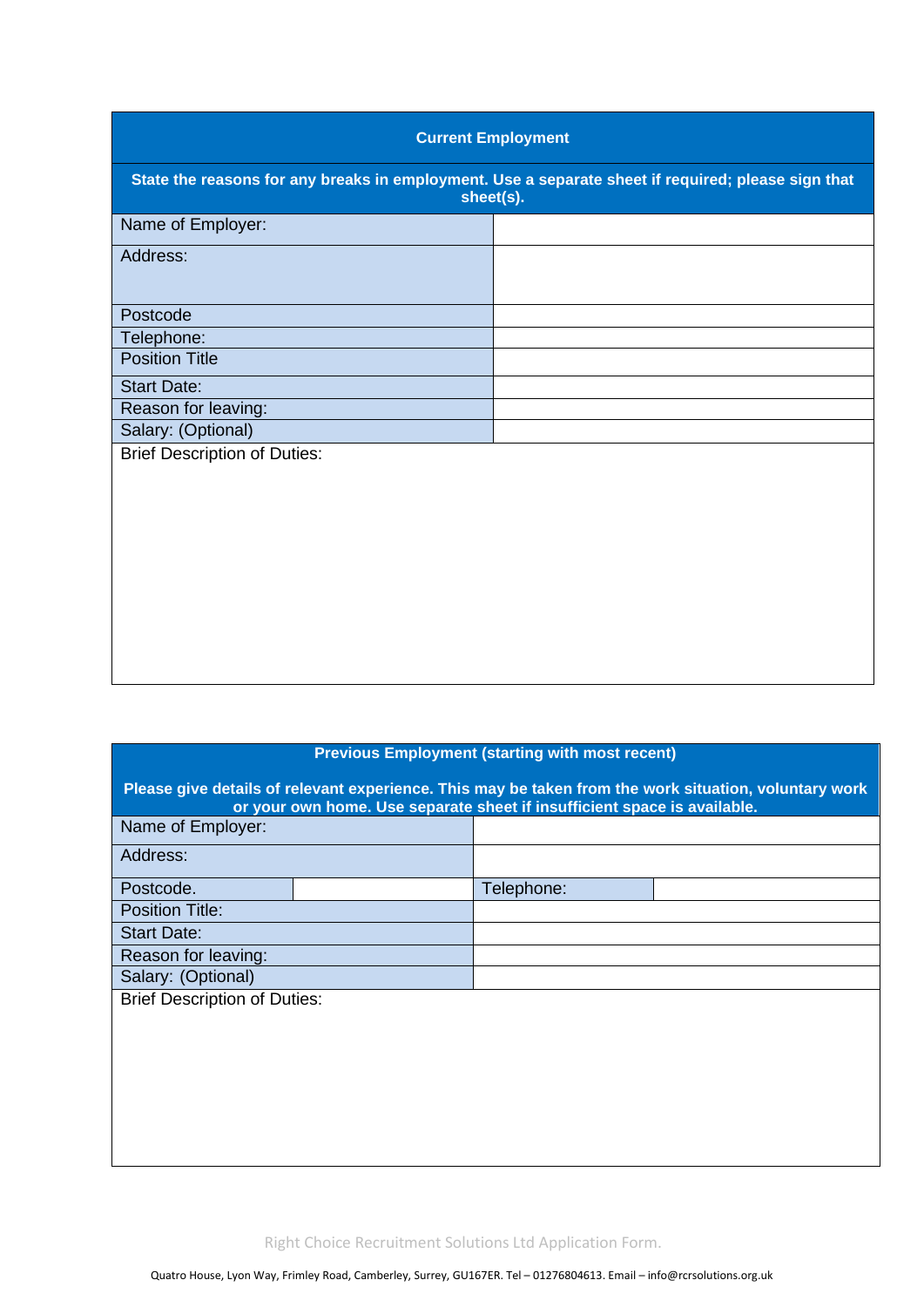| Current Employment | |
|---|---|
| **State the reasons for any breaks in employment. Use a separate sheet if required; please sign that sheet(s).** | |
| Name of Employer: | |
| Address: | |
| Postcode | |
| Telephone: | |
| Position Title | |
| Start Date: | |
| Reason for leaving: | |
| Salary: (Optional) | |
| Brief Description of Duties: | |

| Previous Employment (starting with most recent) | | | |
|---|---|---|---|
| **Please give details of relevant experience. This may be taken from the work situation, voluntary work or your own home. Use separate sheet if insufficient space is available.** | | | |
| Name of Employer: | | | |
| Address: | | | |
| Postcode. | | Telephone: | |
| Position Title: | | | |
| Start Date: | | | |
| Reason for leaving: | | | |
| Salary: (Optional) | | | |
| Brief Description of Duties: | | | |

Right Choice Recruitment Solutions Ltd Application Form.

Quatro House, Lyon Way, Frimley Road, Camberley, Surrey, GU167ER. Tel – 01276804613. Email – info@rcrsolutions.org.uk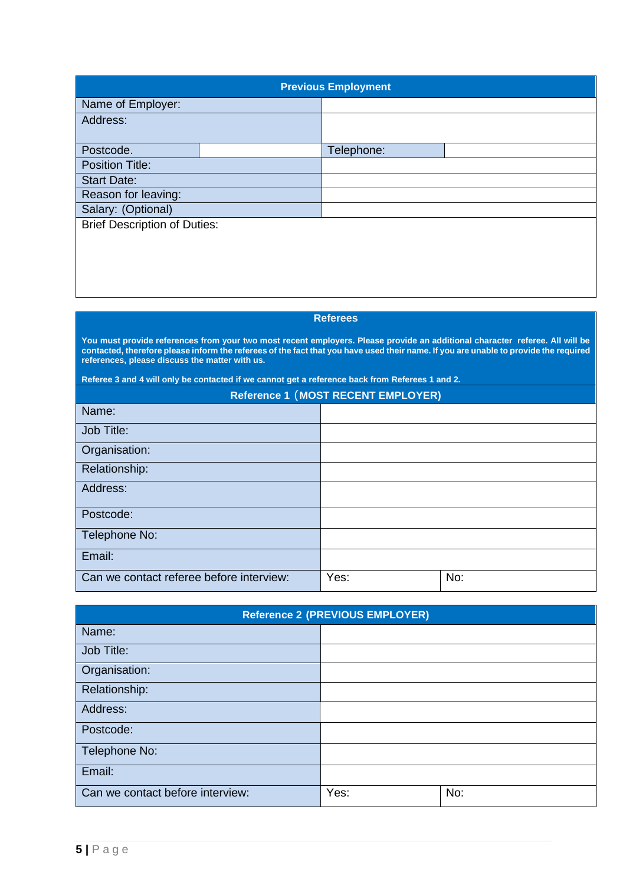## Previous Employment

| | | | |
|---|---|---|---|
| Name of Employer: | | | |
| Address: | | | |
| Postcode. | | Telephone: | |
| Position Title: | | | |
| Start Date: | | | |
| Reason for leaving: | | | |
| Salary: (Optional) | | | |
| Brief Description of Duties: | | | |

## Referees

**You must provide references from your two most recent employers. Please provide an additional character referee. All will be contacted, therefore please inform the referees of the fact that you have used their name. If you are unable to provide the required references, please discuss the matter with us.**

**Referee 3 and 4 will only be contacted if we cannot get a reference back from Referees 1 and 2.**

### Reference 1（MOST RECENT EMPLOYER)

| | | |
|---|---|---|
| Name: | | |
| Job Title: | | |
| Organisation: | | |
| Relationship: | | |
| Address: | | |
| Postcode: | | |
| Telephone No: | | |
| Email: | | |
| Can we contact referee before interview: | Yes: | No: |

### Reference 2 (PREVIOUS EMPLOYER)

| | | |
|---|---|---|
| Name: | | |
| Job Title: | | |
| Organisation: | | |
| Relationship: | | |
| Address: | | |
| Postcode: | | |
| Telephone No: | | |
| Email: | | |
| Can we contact before interview: | Yes: | No: |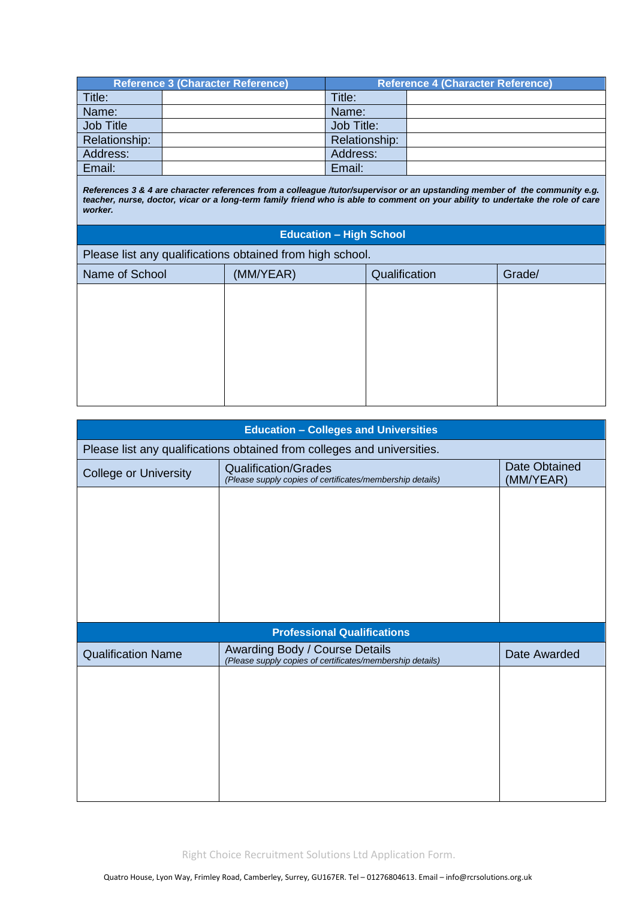| Reference 3 (Character Reference) | | Reference 4 (Character Reference) | |
|---|---|---|---|
| Title: | | Title: | |
| Name: | | Name: | |
| Job Title | | Job Title: | |
| Relationship: | | Relationship: | |
| Address: | | Address: | |
| Email: | | Email: | |

***References 3 & 4 are character references from a colleague /tutor/supervisor or an upstanding member of the community e.g. teacher, nurse, doctor, vicar or a long-term family friend who is able to comment on your ability to undertake the role of care worker.***

## Education – High School

Please list any qualifications obtained from high school.

| Name of School | (MM/YEAR) | Qualification | Grade/ |
|---|---|---|---|
| | | | |

## Education – Colleges and Universities

Please list any qualifications obtained from colleges and universities.

| College or University | Qualification/Grades *(Please supply copies of certificates/membership details)* | Date Obtained (MM/YEAR) |
|---|---|---|
| | | |

## Professional Qualifications

| Qualification Name | Awarding Body / Course Details *(Please supply copies of certificates/membership details)* | Date Awarded |
|---|---|---|
| | | |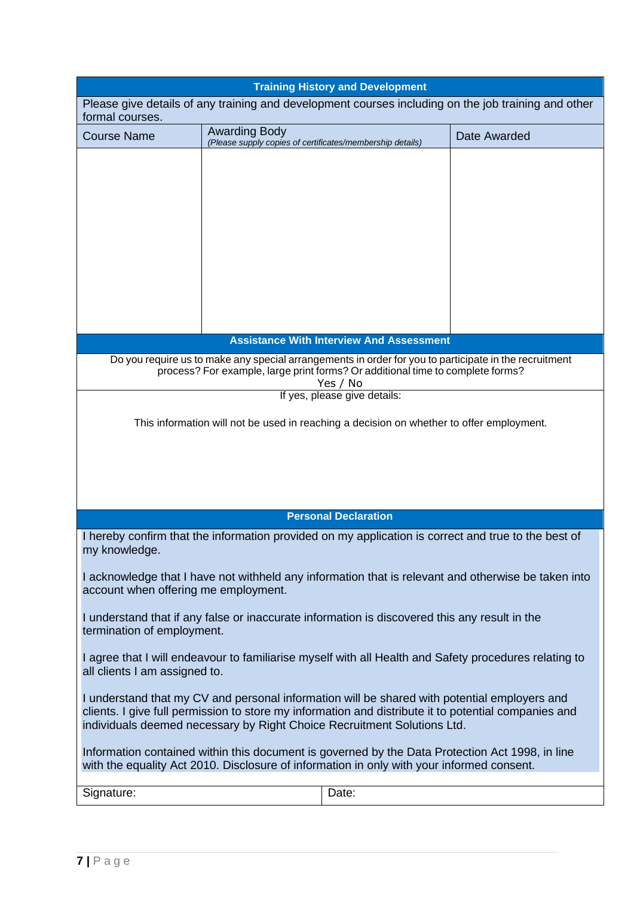## Training History and Development

Please give details of any training and development courses including on the job training and other formal courses.

| Course Name | Awarding Body *(Please supply copies of certificates/membership details)* | Date Awarded |
|---|---|---|
| | | |

## Assistance With Interview And Assessment

Do you require us to make any special arrangements in order for you to participate in the recruitment process? For example, large print forms? Or additional time to complete forms?

Yes / No

If yes, please give details:

This information will not be used in reaching a decision on whether to offer employment.

## Personal Declaration

I hereby confirm that the information provided on my application is correct and true to the best of my knowledge.

I acknowledge that I have not withheld any information that is relevant and otherwise be taken into account when offering me employment.

I understand that if any false or inaccurate information is discovered this any result in the termination of employment.

I agree that I will endeavour to familiarise myself with all Health and Safety procedures relating to all clients I am assigned to.

I understand that my CV and personal information will be shared with potential employers and clients. I give full permission to store my information and distribute it to potential companies and individuals deemed necessary by Right Choice Recruitment Solutions Ltd.

Information contained within this document is governed by the Data Protection Act 1998, in line with the equality Act 2010. Disclosure of information in only with your informed consent.

| Signature: | Date: |
|---|---|